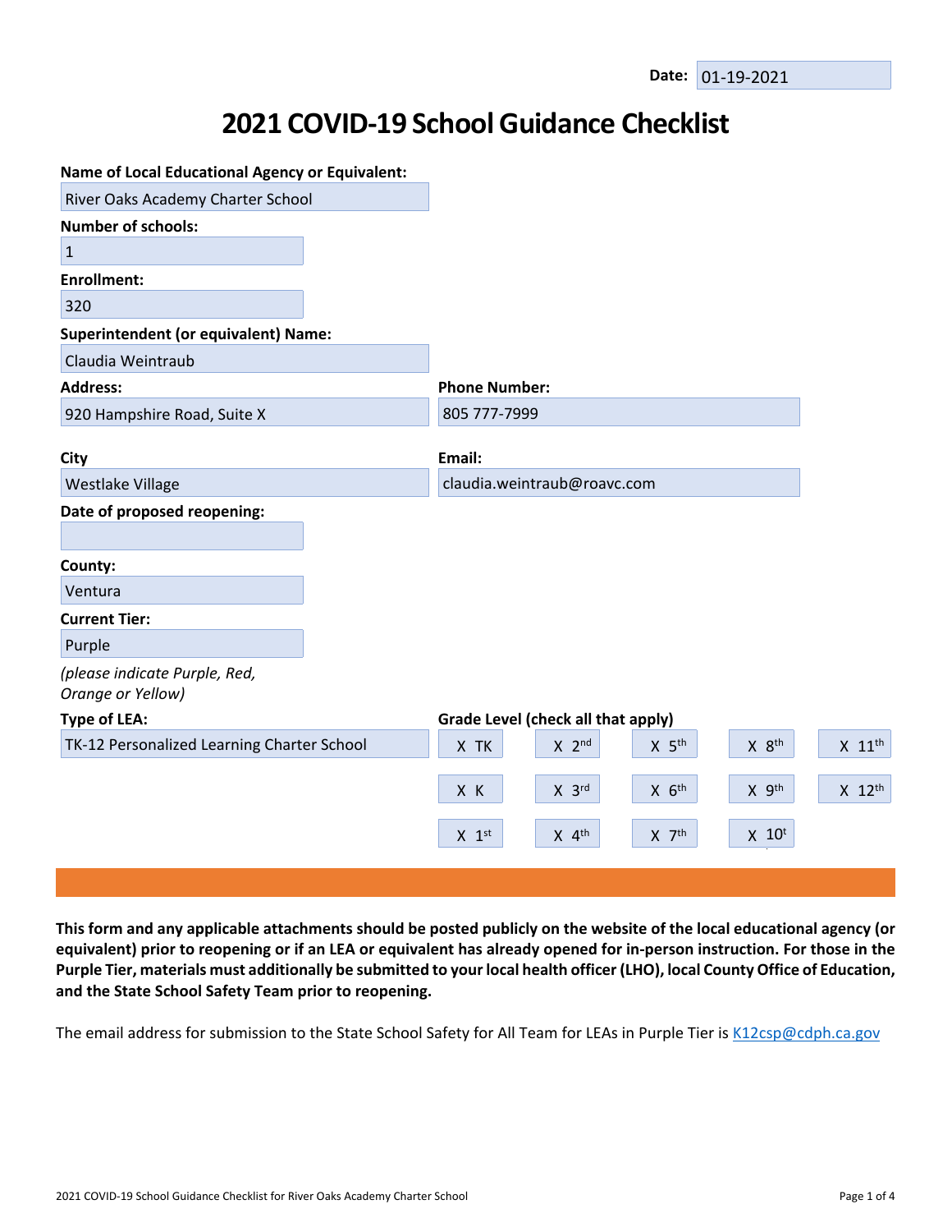**Date:** 01-19-2021

# 2021 COVID-19 School Guidance Checklist

**Name of Local Educational Agency or Equivalent:**
River Oaks Academy Charter School

**Number of schools:**
1

**Enrollment:**
320

**Superintendent (or equivalent) Name:**
Claudia Weintraub

**Address:**
920 Hampshire Road, Suite X

**Phone Number:**
805 777-7999

**City**
Westlake Village

**Email:**
claudia.weintraub@roavc.com

**Date of proposed reopening:**

**County:**
Ventura

**Current Tier:**
Purple

*(please indicate Purple, Red, Orange or Yellow)*

**Type of LEA:**
TK-12 Personalized Learning Charter School

**Grade Level (check all that apply)**

| | | | | |
|---|---|---|---|---|
| X TK | X 2nd | X 5th | X 8th | X 11th |
| X K | X 3rd | X 6th | X 9th | X 12th |
| X 1st | X 4th | X 7th | X 10th | |

**This form and any applicable attachments should be posted publicly on the website of the local educational agency (or equivalent) prior to reopening or if an LEA or equivalent has already opened for in-person instruction. For those in the Purple Tier, materials must additionally be submitted to your local health officer (LHO), local County Office of Education, and the State School Safety Team prior to reopening.**

The email address for submission to the State School Safety for All Team for LEAs in Purple Tier is K12csp@cdph.ca.gov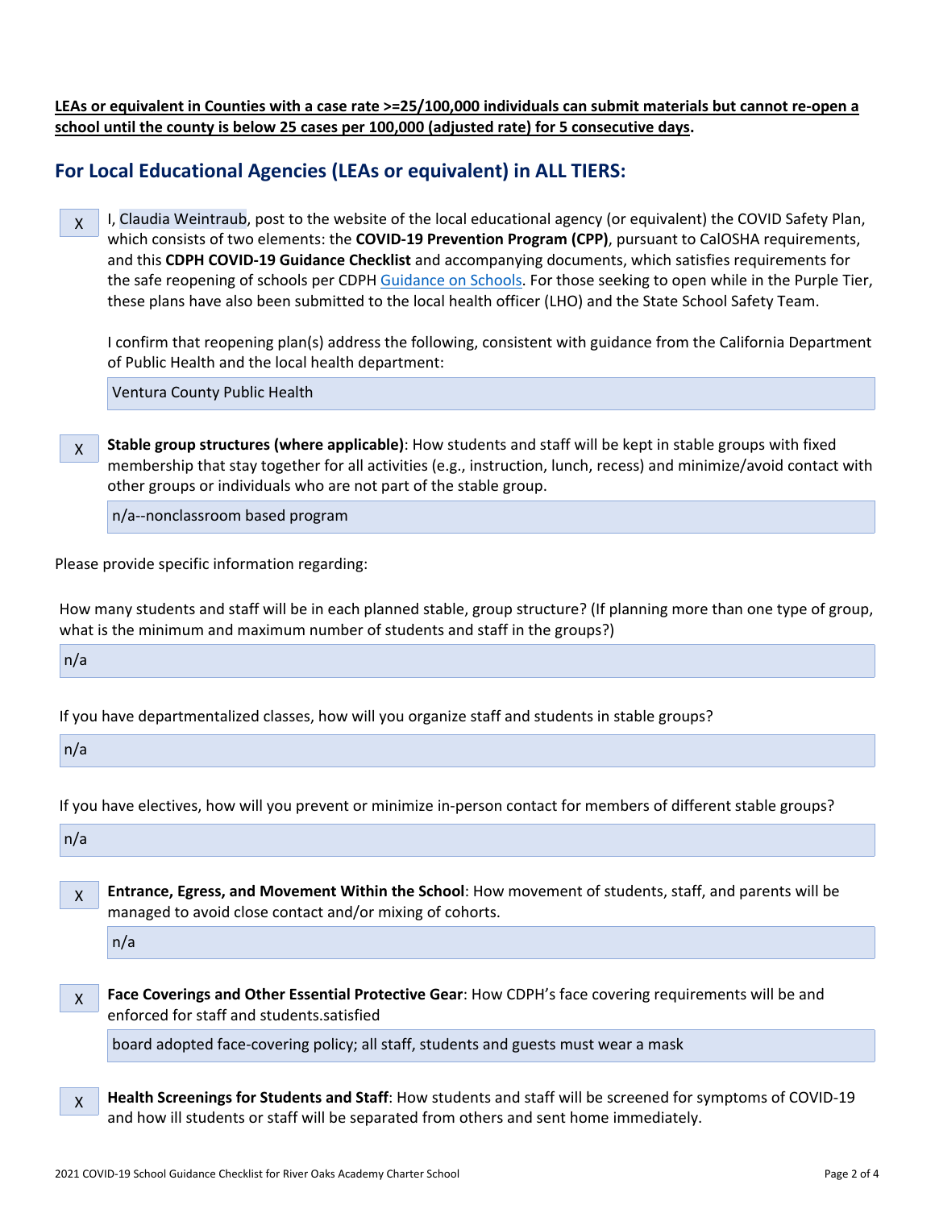**LEAs or equivalent in Counties with a case rate >=25/100,000 individuals can submit materials but cannot re-open a school until the county is below 25 cases per 100,000 (adjusted rate) for 5 consecutive days.**

## For Local Educational Agencies (LEAs or equivalent) in ALL TIERS:

X I, Claudia Weintraub, post to the website of the local educational agency (or equivalent) the COVID Safety Plan, which consists of two elements: the **COVID-19 Prevention Program (CPP)**, pursuant to CalOSHA requirements, and this **CDPH COVID-19 Guidance Checklist** and accompanying documents, which satisfies requirements for the safe reopening of schools per CDPH Guidance on Schools. For those seeking to open while in the Purple Tier, these plans have also been submitted to the local health officer (LHO) and the State School Safety Team.

I confirm that reopening plan(s) address the following, consistent with guidance from the California Department of Public Health and the local health department:

Ventura County Public Health

X **Stable group structures (where applicable)**: How students and staff will be kept in stable groups with fixed membership that stay together for all activities (e.g., instruction, lunch, recess) and minimize/avoid contact with other groups or individuals who are not part of the stable group.

n/a--nonclassroom based program

Please provide specific information regarding:

How many students and staff will be in each planned stable, group structure? (If planning more than one type of group, what is the minimum and maximum number of students and staff in the groups?)

n/a

If you have departmentalized classes, how will you organize staff and students in stable groups?

n/a

If you have electives, how will you prevent or minimize in-person contact for members of different stable groups?

n/a

X **Entrance, Egress, and Movement Within the School**: How movement of students, staff, and parents will be managed to avoid close contact and/or mixing of cohorts.

n/a

X **Face Coverings and Other Essential Protective Gear**: How CDPH's face covering requirements will be and enforced for staff and students.satisfied

board adopted face-covering policy; all staff, students and guests must wear a mask

X **Health Screenings for Students and Staff**: How students and staff will be screened for symptoms of COVID-19 and how ill students or staff will be separated from others and sent home immediately.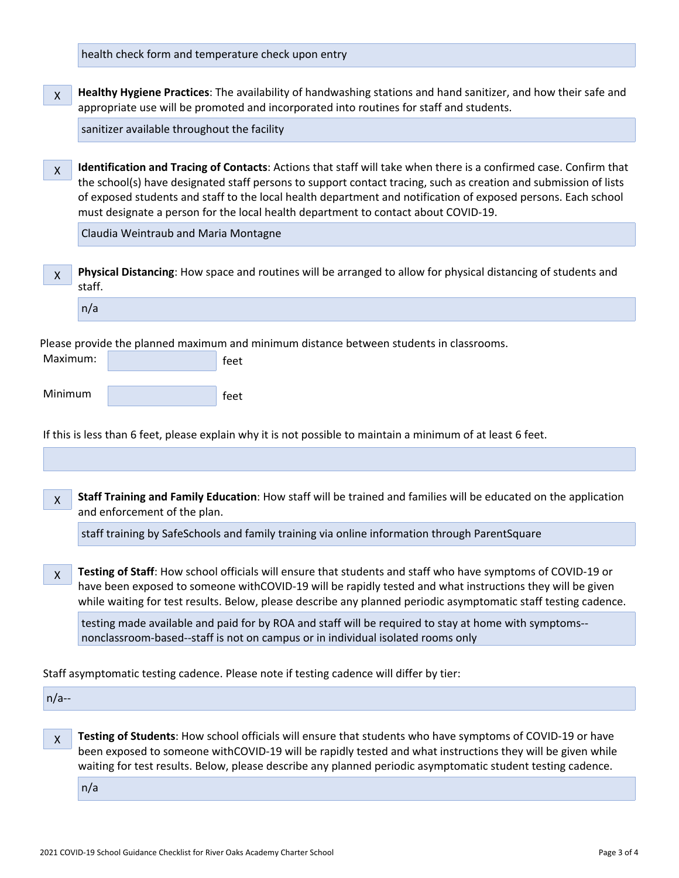health check form and temperature check upon entry

X **Healthy Hygiene Practices**: The availability of handwashing stations and hand sanitizer, and how their safe and appropriate use will be promoted and incorporated into routines for staff and students.

sanitizer available throughout the facility

X **Identification and Tracing of Contacts**: Actions that staff will take when there is a confirmed case. Confirm that the school(s) have designated staff persons to support contact tracing, such as creation and submission of lists of exposed students and staff to the local health department and notification of exposed persons. Each school must designate a person for the local health department to contact about COVID-19.

Claudia Weintraub and Maria Montagne

X **Physical Distancing**: How space and routines will be arranged to allow for physical distancing of students and staff.

n/a

Please provide the planned maximum and minimum distance between students in classrooms.

Maximum: ______ feet

Minimum ______ feet

If this is less than 6 feet, please explain why it is not possible to maintain a minimum of at least 6 feet.

X **Staff Training and Family Education**: How staff will be trained and families will be educated on the application and enforcement of the plan.

staff training by SafeSchools and family training via online information through ParentSquare

X **Testing of Staff**: How school officials will ensure that students and staff who have symptoms of COVID-19 or have been exposed to someone withCOVID-19 will be rapidly tested and what instructions they will be given while waiting for test results. Below, please describe any planned periodic asymptomatic staff testing cadence.

testing made available and paid for by ROA and staff will be required to stay at home with symptoms--nonclassroom-based--staff is not on campus or in individual isolated rooms only

Staff asymptomatic testing cadence. Please note if testing cadence will differ by tier:

n/a--

X **Testing of Students**: How school officials will ensure that students who have symptoms of COVID-19 or have been exposed to someone withCOVID-19 will be rapidly tested and what instructions they will be given while waiting for test results. Below, please describe any planned periodic asymptomatic student testing cadence.

n/a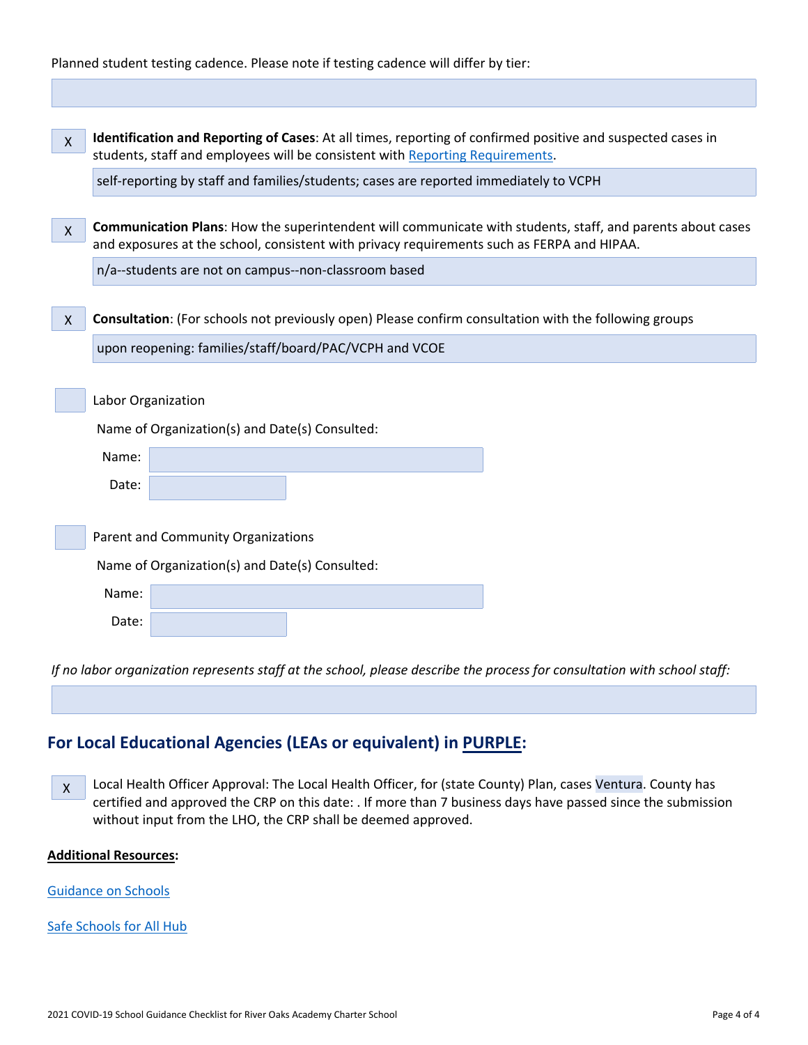Planned student testing cadence. Please note if testing cadence will differ by tier:

X **Identification and Reporting of Cases**: At all times, reporting of confirmed positive and suspected cases in students, staff and employees will be consistent with Reporting Requirements.

self-reporting by staff and families/students; cases are reported immediately to VCPH

X **Communication Plans**: How the superintendent will communicate with students, staff, and parents about cases and exposures at the school, consistent with privacy requirements such as FERPA and HIPAA.

n/a--students are not on campus--non-classroom based

X **Consultation**: (For schools not previously open) Please confirm consultation with the following groups

upon reopening: families/staff/board/PAC/VCPH and VCOE

Labor Organization

Name of Organization(s) and Date(s) Consulted:

Name:

Date:

Parent and Community Organizations

Name of Organization(s) and Date(s) Consulted:

Name:

Date:

*If no labor organization represents staff at the school, please describe the process for consultation with school staff:*

## For Local Educational Agencies (LEAs or equivalent) in PURPLE:

X Local Health Officer Approval: The Local Health Officer, for (state County) Plan, cases Ventura. County has certified and approved the CRP on this date: . If more than 7 business days have passed since the submission without input from the LHO, the CRP shall be deemed approved.

**Additional Resources:**

Guidance on Schools

Safe Schools for All Hub